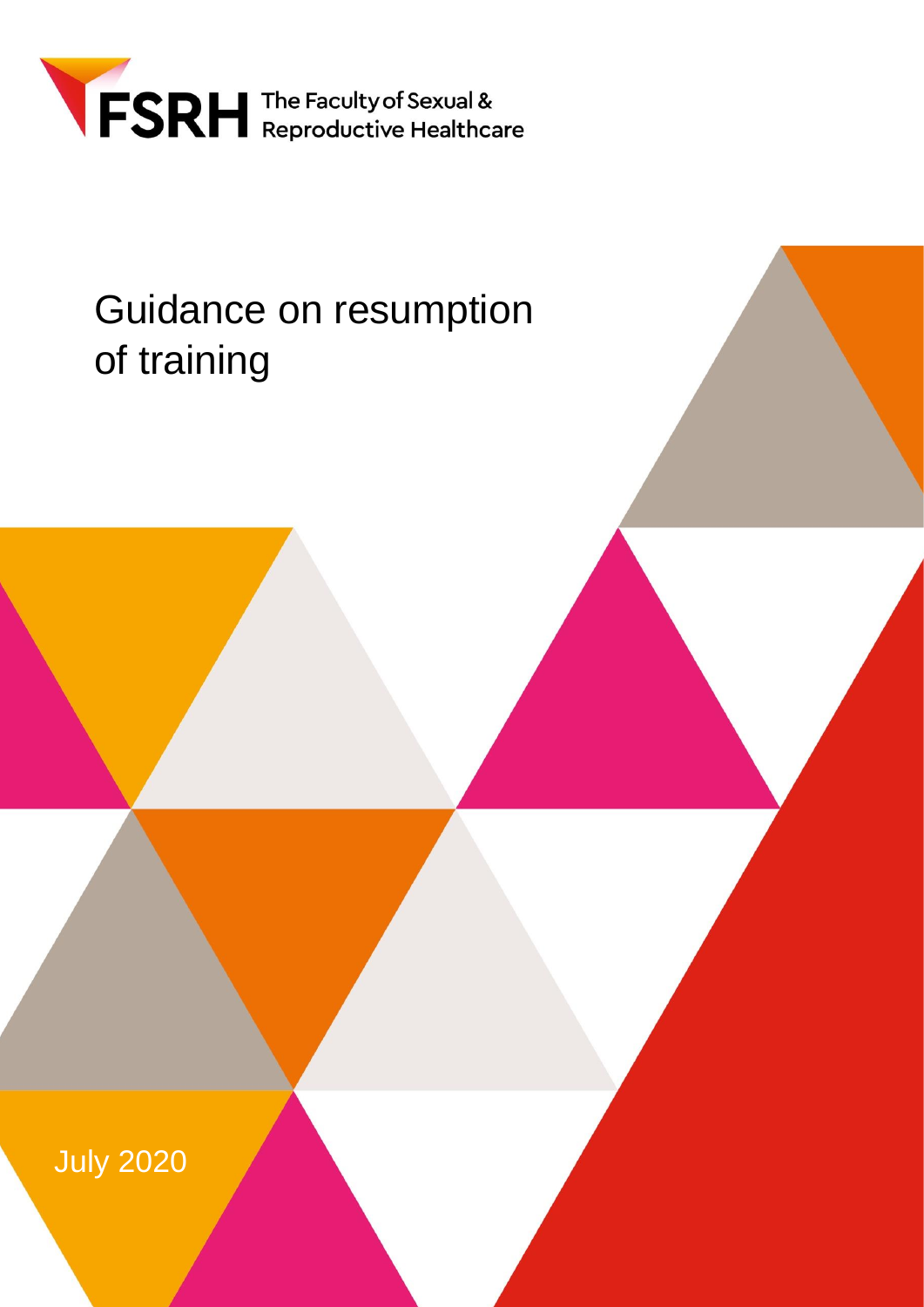FSRH The Faculty of Sexual & Reproductive Healthcare

# Guidance on resumption of training

July 2020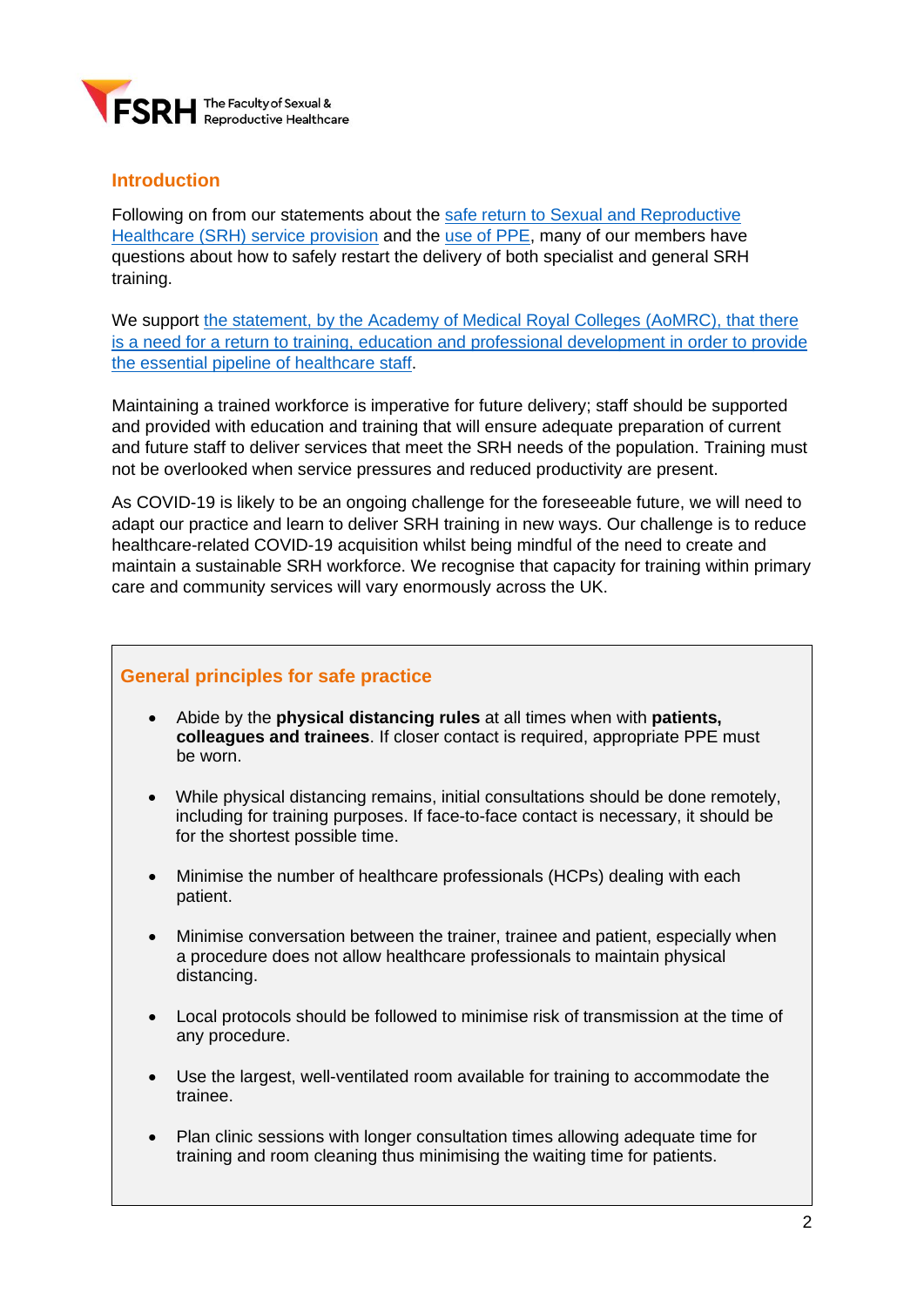## Introduction

Following on from our statements about the safe return to Sexual and Reproductive Healthcare (SRH) service provision and the use of PPE, many of our members have questions about how to safely restart the delivery of both specialist and general SRH training.

We support the statement, by the Academy of Medical Royal Colleges (AoMRC), that there is a need for a return to training, education and professional development in order to provide the essential pipeline of healthcare staff.

Maintaining a trained workforce is imperative for future delivery; staff should be supported and provided with education and training that will ensure adequate preparation of current and future staff to deliver services that meet the SRH needs of the population. Training must not be overlooked when service pressures and reduced productivity are present.

As COVID-19 is likely to be an ongoing challenge for the foreseeable future, we will need to adapt our practice and learn to deliver SRH training in new ways. Our challenge is to reduce healthcare-related COVID-19 acquisition whilst being mindful of the need to create and maintain a sustainable SRH workforce. We recognise that capacity for training within primary care and community services will vary enormously across the UK.

## General principles for safe practice

- Abide by the **physical distancing rules** at all times when with **patients, colleagues and trainees**. If closer contact is required, appropriate PPE must be worn.
- While physical distancing remains, initial consultations should be done remotely, including for training purposes. If face-to-face contact is necessary, it should be for the shortest possible time.
- Minimise the number of healthcare professionals (HCPs) dealing with each patient.
- Minimise conversation between the trainer, trainee and patient, especially when a procedure does not allow healthcare professionals to maintain physical distancing.
- Local protocols should be followed to minimise risk of transmission at the time of any procedure.
- Use the largest, well-ventilated room available for training to accommodate the trainee.
- Plan clinic sessions with longer consultation times allowing adequate time for training and room cleaning thus minimising the waiting time for patients.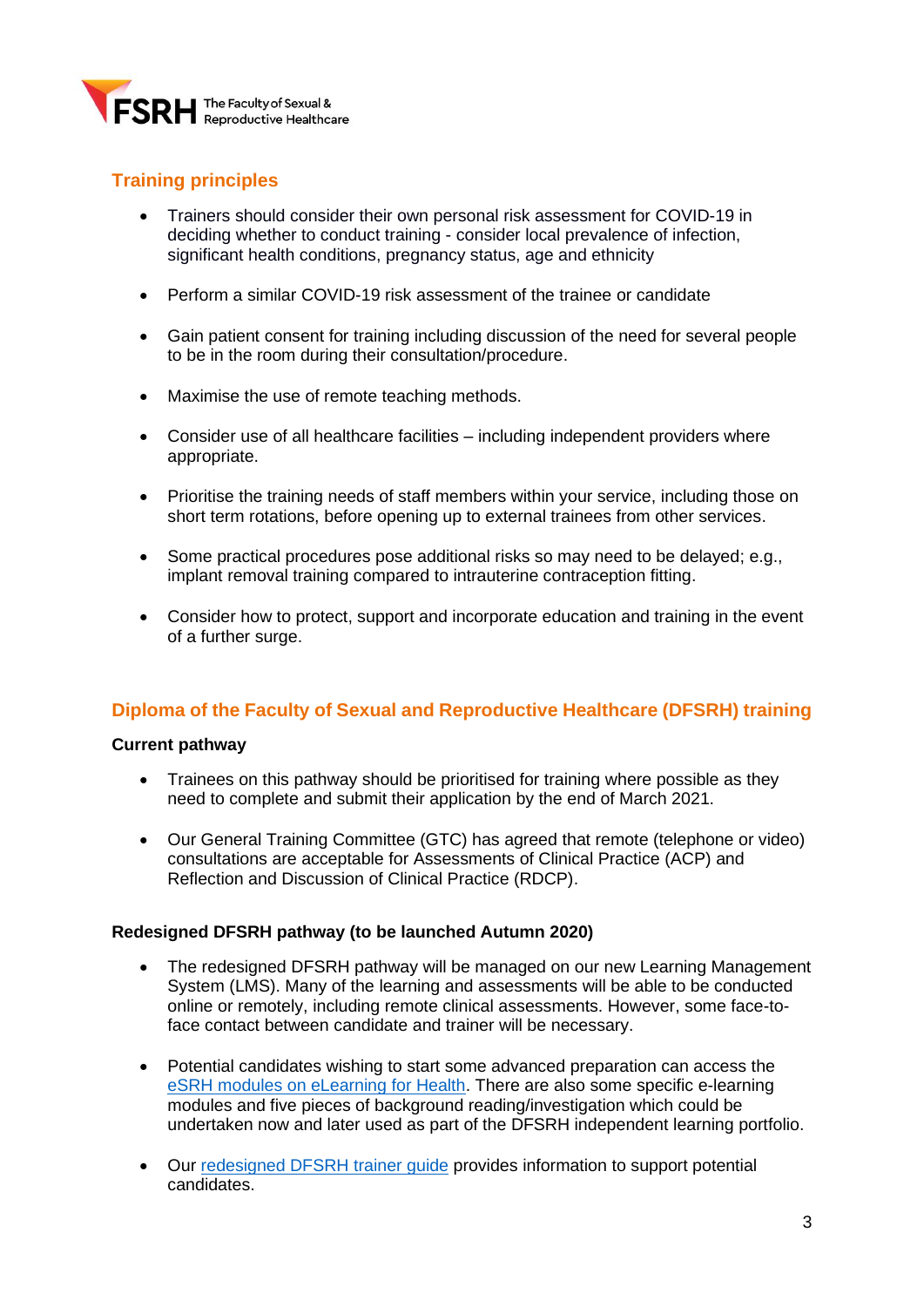## Training principles

- Trainers should consider their own personal risk assessment for COVID-19 in deciding whether to conduct training - consider local prevalence of infection, significant health conditions, pregnancy status, age and ethnicity
- Perform a similar COVID-19 risk assessment of the trainee or candidate
- Gain patient consent for training including discussion of the need for several people to be in the room during their consultation/procedure.
- Maximise the use of remote teaching methods.
- Consider use of all healthcare facilities – including independent providers where appropriate.
- Prioritise the training needs of staff members within your service, including those on short term rotations, before opening up to external trainees from other services.
- Some practical procedures pose additional risks so may need to be delayed; e.g., implant removal training compared to intrauterine contraception fitting.
- Consider how to protect, support and incorporate education and training in the event of a further surge.

## Diploma of the Faculty of Sexual and Reproductive Healthcare (DFSRH) training

**Current pathway**

- Trainees on this pathway should be prioritised for training where possible as they need to complete and submit their application by the end of March 2021.
- Our General Training Committee (GTC) has agreed that remote (telephone or video) consultations are acceptable for Assessments of Clinical Practice (ACP) and Reflection and Discussion of Clinical Practice (RDCP).

**Redesigned DFSRH pathway (to be launched Autumn 2020)**

- The redesigned DFSRH pathway will be managed on our new Learning Management System (LMS). Many of the learning and assessments will be able to be conducted online or remotely, including remote clinical assessments. However, some face-to-face contact between candidate and trainer will be necessary.
- Potential candidates wishing to start some advanced preparation can access the eSRH modules on eLearning for Health. There are also some specific e-learning modules and five pieces of background reading/investigation which could be undertaken now and later used as part of the DFSRH independent learning portfolio.
- Our redesigned DFSRH trainer guide provides information to support potential candidates.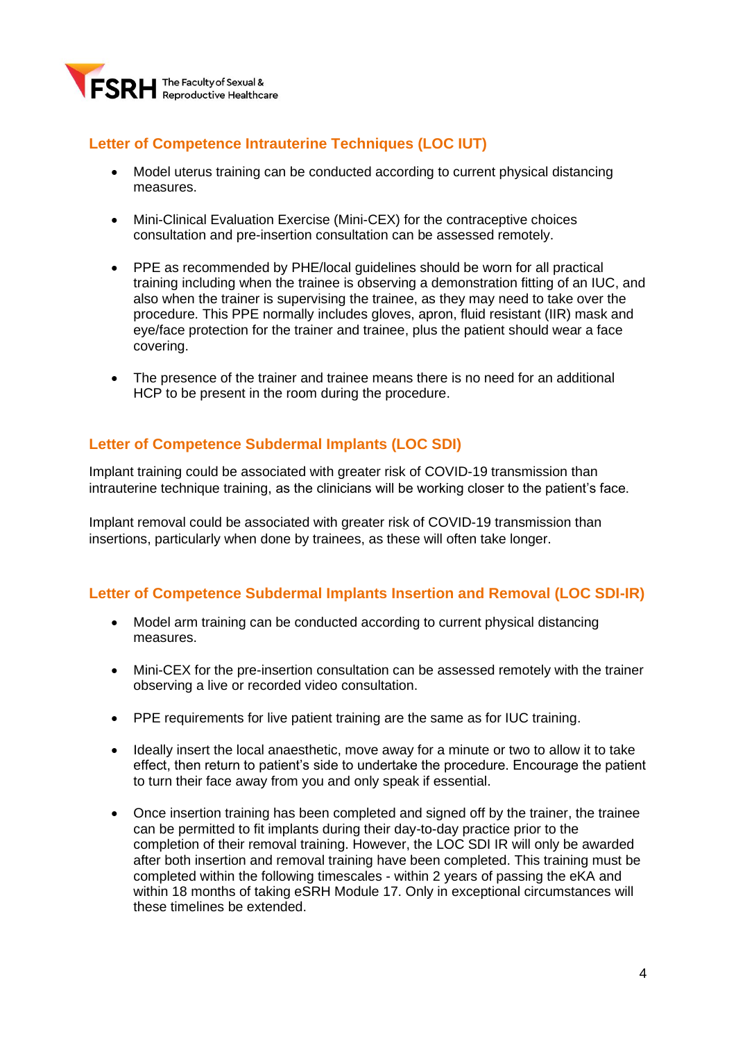## Letter of Competence Intrauterine Techniques (LOC IUT)

- Model uterus training can be conducted according to current physical distancing measures.
- Mini-Clinical Evaluation Exercise (Mini-CEX) for the contraceptive choices consultation and pre-insertion consultation can be assessed remotely.
- PPE as recommended by PHE/local guidelines should be worn for all practical training including when the trainee is observing a demonstration fitting of an IUC, and also when the trainer is supervising the trainee, as they may need to take over the procedure. This PPE normally includes gloves, apron, fluid resistant (IIR) mask and eye/face protection for the trainer and trainee, plus the patient should wear a face covering.
- The presence of the trainer and trainee means there is no need for an additional HCP to be present in the room during the procedure.

## Letter of Competence Subdermal Implants (LOC SDI)

Implant training could be associated with greater risk of COVID-19 transmission than intrauterine technique training, as the clinicians will be working closer to the patient's face.

Implant removal could be associated with greater risk of COVID-19 transmission than insertions, particularly when done by trainees, as these will often take longer.

## Letter of Competence Subdermal Implants Insertion and Removal (LOC SDI-IR)

- Model arm training can be conducted according to current physical distancing measures.
- Mini-CEX for the pre-insertion consultation can be assessed remotely with the trainer observing a live or recorded video consultation.
- PPE requirements for live patient training are the same as for IUC training.
- Ideally insert the local anaesthetic, move away for a minute or two to allow it to take effect, then return to patient's side to undertake the procedure. Encourage the patient to turn their face away from you and only speak if essential.
- Once insertion training has been completed and signed off by the trainer, the trainee can be permitted to fit implants during their day-to-day practice prior to the completion of their removal training. However, the LOC SDI IR will only be awarded after both insertion and removal training have been completed. This training must be completed within the following timescales - within 2 years of passing the eKA and within 18 months of taking eSRH Module 17. Only in exceptional circumstances will these timelines be extended.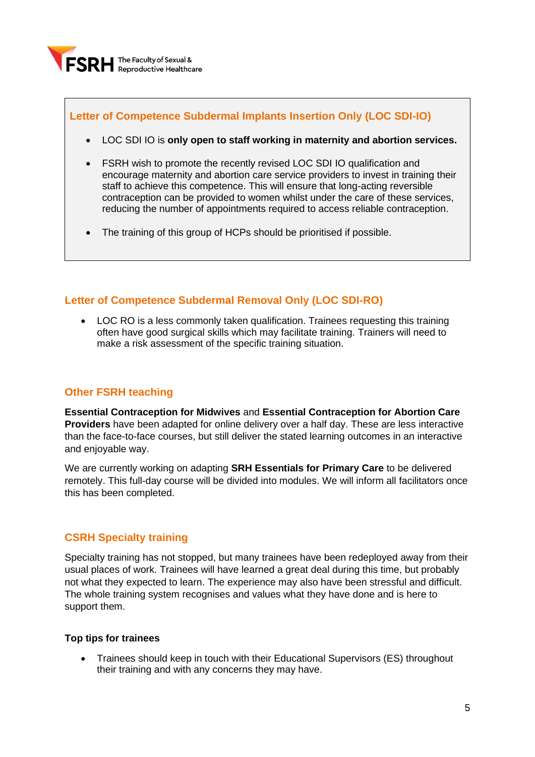### Letter of Competence Subdermal Implants Insertion Only (LOC SDI-IO)

- LOC SDI IO is **only open to staff working in maternity and abortion services.**
- FSRH wish to promote the recently revised LOC SDI IO qualification and encourage maternity and abortion care service providers to invest in training their staff to achieve this competence. This will ensure that long-acting reversible contraception can be provided to women whilst under the care of these services, reducing the number of appointments required to access reliable contraception.
- The training of this group of HCPs should be prioritised if possible.

### Letter of Competence Subdermal Removal Only (LOC SDI-RO)

- LOC RO is a less commonly taken qualification. Trainees requesting this training often have good surgical skills which may facilitate training. Trainers will need to make a risk assessment of the specific training situation.

### Other FSRH teaching

**Essential Contraception for Midwives** and **Essential Contraception for Abortion Care Providers** have been adapted for online delivery over a half day. These are less interactive than the face-to-face courses, but still deliver the stated learning outcomes in an interactive and enjoyable way.

We are currently working on adapting **SRH Essentials for Primary Care** to be delivered remotely. This full-day course will be divided into modules. We will inform all facilitators once this has been completed.

### CSRH Specialty training

Specialty training has not stopped, but many trainees have been redeployed away from their usual places of work. Trainees will have learned a great deal during this time, but probably not what they expected to learn. The experience may also have been stressful and difficult. The whole training system recognises and values what they have done and is here to support them.

**Top tips for trainees**

- Trainees should keep in touch with their Educational Supervisors (ES) throughout their training and with any concerns they may have.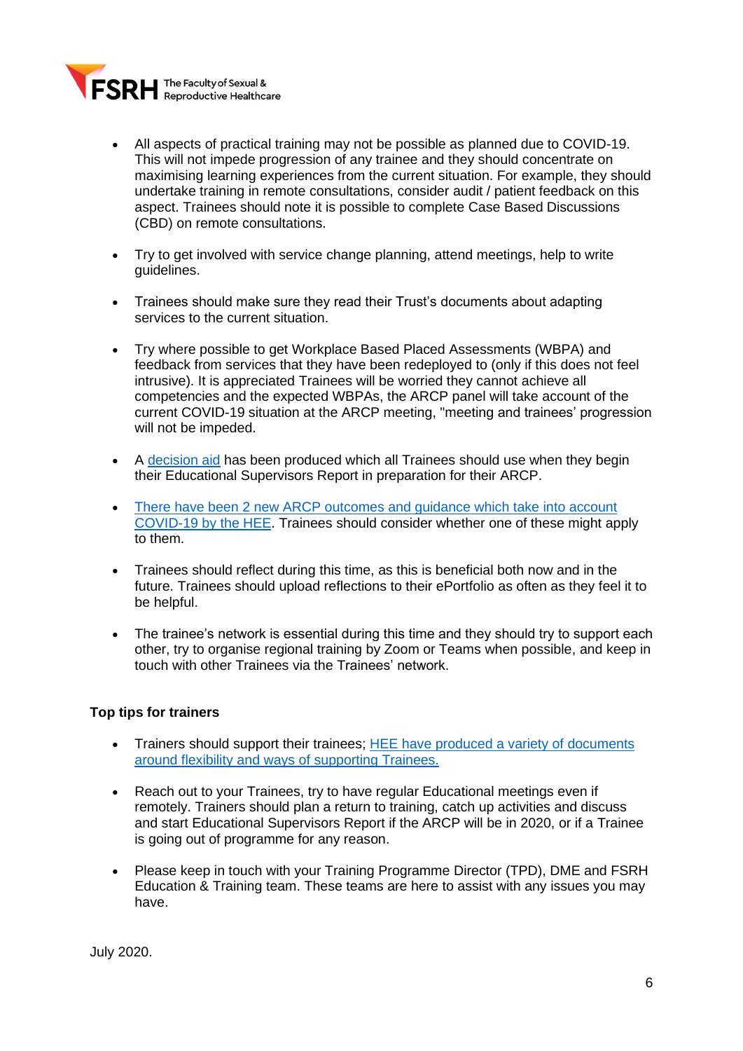- All aspects of practical training may not be possible as planned due to COVID-19. This will not impede progression of any trainee and they should concentrate on maximising learning experiences from the current situation. For example, they should undertake training in remote consultations, consider audit / patient feedback on this aspect. Trainees should note it is possible to complete Case Based Discussions (CBD) on remote consultations.

- Try to get involved with service change planning, attend meetings, help to write guidelines.

- Trainees should make sure they read their Trust's documents about adapting services to the current situation.

- Try where possible to get Workplace Based Placed Assessments (WBPA) and feedback from services that they have been redeployed to (only if this does not feel intrusive). It is appreciated Trainees will be worried they cannot achieve all competencies and the expected WBPAs, the ARCP panel will take account of the current COVID-19 situation at the ARCP meeting, "meeting and trainees' progression will not be impeded.

- A decision aid has been produced which all Trainees should use when they begin their Educational Supervisors Report in preparation for their ARCP.

- There have been 2 new ARCP outcomes and guidance which take into account COVID-19 by the HEE. Trainees should consider whether one of these might apply to them.

- Trainees should reflect during this time, as this is beneficial both now and in the future. Trainees should upload reflections to their ePortfolio as often as they feel it to be helpful.

- The trainee's network is essential during this time and they should try to support each other, try to organise regional training by Zoom or Teams when possible, and keep in touch with other Trainees via the Trainees' network.

**Top tips for trainers**

- Trainers should support their trainees; HEE have produced a variety of documents around flexibility and ways of supporting Trainees.

- Reach out to your Trainees, try to have regular Educational meetings even if remotely. Trainers should plan a return to training, catch up activities and discuss and start Educational Supervisors Report if the ARCP will be in 2020, or if a Trainee is going out of programme for any reason.

- Please keep in touch with your Training Programme Director (TPD), DME and FSRH Education & Training team. These teams are here to assist with any issues you may have.

July 2020.